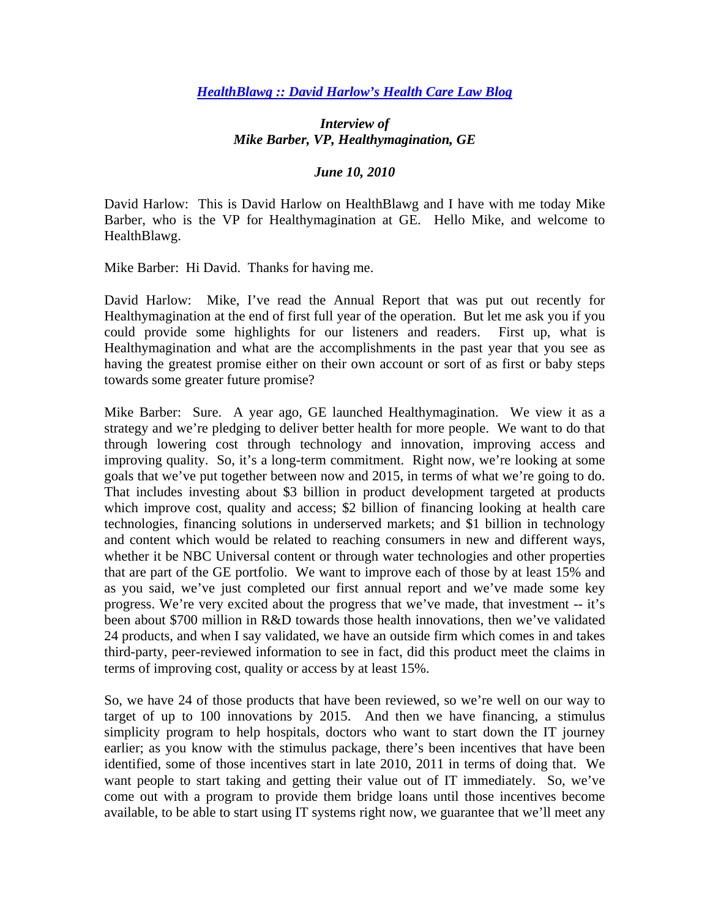***[HealthBlawg :: David Harlow's Health Care Law Blog](#)***

***Interview of***
***Mike Barber, VP, Healthymagination, GE***

***June 10, 2010***

David Harlow: This is David Harlow on HealthBlawg and I have with me today Mike Barber, who is the VP for Healthymagination at GE. Hello Mike, and welcome to HealthBlawg.

Mike Barber: Hi David. Thanks for having me.

David Harlow: Mike, I've read the Annual Report that was put out recently for Healthymagination at the end of first full year of the operation. But let me ask you if you could provide some highlights for our listeners and readers. First up, what is Healthymagination and what are the accomplishments in the past year that you see as having the greatest promise either on their own account or sort of as first or baby steps towards some greater future promise?

Mike Barber: Sure. A year ago, GE launched Healthymagination. We view it as a strategy and we're pledging to deliver better health for more people. We want to do that through lowering cost through technology and innovation, improving access and improving quality. So, it's a long-term commitment. Right now, we're looking at some goals that we've put together between now and 2015, in terms of what we're going to do. That includes investing about $3 billion in product development targeted at products which improve cost, quality and access; $2 billion of financing looking at health care technologies, financing solutions in underserved markets; and $1 billion in technology and content which would be related to reaching consumers in new and different ways, whether it be NBC Universal content or through water technologies and other properties that are part of the GE portfolio. We want to improve each of those by at least 15% and as you said, we've just completed our first annual report and we've made some key progress. We're very excited about the progress that we've made, that investment -- it's been about $700 million in R&D towards those health innovations, then we've validated 24 products, and when I say validated, we have an outside firm which comes in and takes third-party, peer-reviewed information to see in fact, did this product meet the claims in terms of improving cost, quality or access by at least 15%.

So, we have 24 of those products that have been reviewed, so we're well on our way to target of up to 100 innovations by 2015. And then we have financing, a stimulus simplicity program to help hospitals, doctors who want to start down the IT journey earlier; as you know with the stimulus package, there's been incentives that have been identified, some of those incentives start in late 2010, 2011 in terms of doing that. We want people to start taking and getting their value out of IT immediately. So, we've come out with a program to provide them bridge loans until those incentives become available, to be able to start using IT systems right now, we guarantee that we'll meet any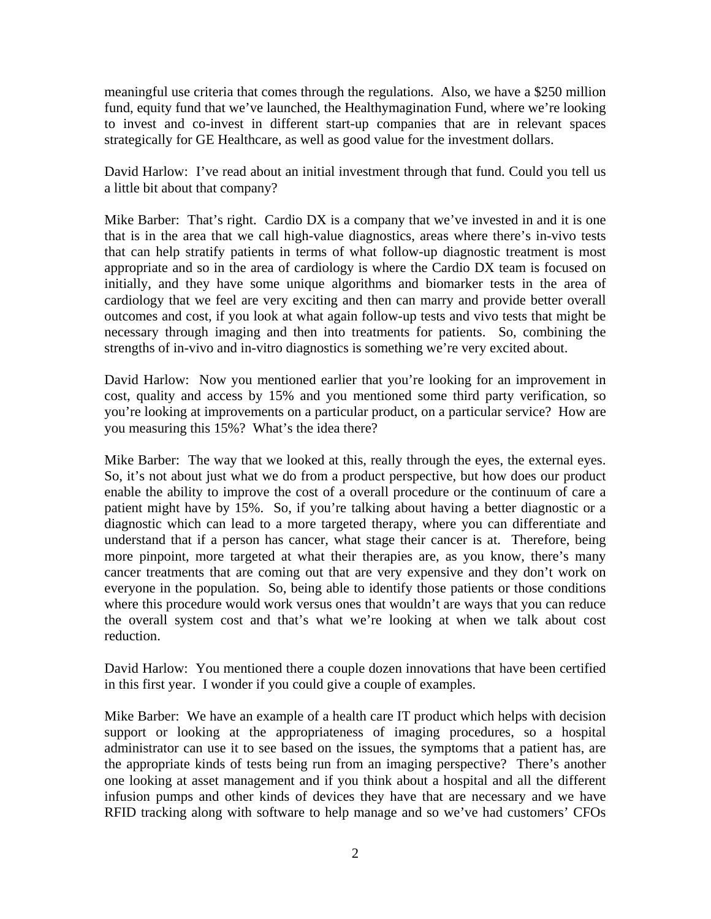meaningful use criteria that comes through the regulations. Also, we have a $250 million fund, equity fund that we've launched, the Healthymagination Fund, where we're looking to invest and co-invest in different start-up companies that are in relevant spaces strategically for GE Healthcare, as well as good value for the investment dollars.

David Harlow: I've read about an initial investment through that fund. Could you tell us a little bit about that company?

Mike Barber: That's right. Cardio DX is a company that we've invested in and it is one that is in the area that we call high-value diagnostics, areas where there's in-vivo tests that can help stratify patients in terms of what follow-up diagnostic treatment is most appropriate and so in the area of cardiology is where the Cardio DX team is focused on initially, and they have some unique algorithms and biomarker tests in the area of cardiology that we feel are very exciting and then can marry and provide better overall outcomes and cost, if you look at what again follow-up tests and vivo tests that might be necessary through imaging and then into treatments for patients. So, combining the strengths of in-vivo and in-vitro diagnostics is something we're very excited about.

David Harlow: Now you mentioned earlier that you're looking for an improvement in cost, quality and access by 15% and you mentioned some third party verification, so you're looking at improvements on a particular product, on a particular service? How are you measuring this 15%? What's the idea there?

Mike Barber: The way that we looked at this, really through the eyes, the external eyes. So, it's not about just what we do from a product perspective, but how does our product enable the ability to improve the cost of a overall procedure or the continuum of care a patient might have by 15%. So, if you're talking about having a better diagnostic or a diagnostic which can lead to a more targeted therapy, where you can differentiate and understand that if a person has cancer, what stage their cancer is at. Therefore, being more pinpoint, more targeted at what their therapies are, as you know, there's many cancer treatments that are coming out that are very expensive and they don't work on everyone in the population. So, being able to identify those patients or those conditions where this procedure would work versus ones that wouldn't are ways that you can reduce the overall system cost and that's what we're looking at when we talk about cost reduction.

David Harlow: You mentioned there a couple dozen innovations that have been certified in this first year. I wonder if you could give a couple of examples.

Mike Barber: We have an example of a health care IT product which helps with decision support or looking at the appropriateness of imaging procedures, so a hospital administrator can use it to see based on the issues, the symptoms that a patient has, are the appropriate kinds of tests being run from an imaging perspective? There's another one looking at asset management and if you think about a hospital and all the different infusion pumps and other kinds of devices they have that are necessary and we have RFID tracking along with software to help manage and so we've had customers' CFOs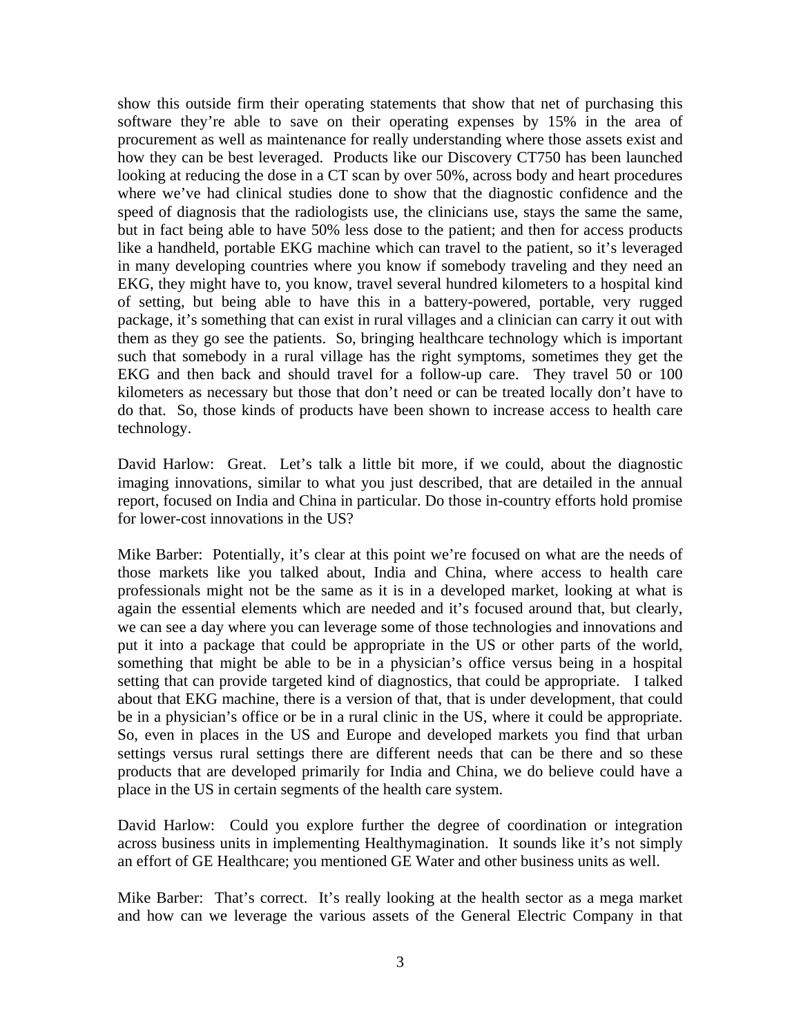show this outside firm their operating statements that show that net of purchasing this software they're able to save on their operating expenses by 15% in the area of procurement as well as maintenance for really understanding where those assets exist and how they can be best leveraged. Products like our Discovery CT750 has been launched looking at reducing the dose in a CT scan by over 50%, across body and heart procedures where we've had clinical studies done to show that the diagnostic confidence and the speed of diagnosis that the radiologists use, the clinicians use, stays the same the same, but in fact being able to have 50% less dose to the patient; and then for access products like a handheld, portable EKG machine which can travel to the patient, so it's leveraged in many developing countries where you know if somebody traveling and they need an EKG, they might have to, you know, travel several hundred kilometers to a hospital kind of setting, but being able to have this in a battery-powered, portable, very rugged package, it's something that can exist in rural villages and a clinician can carry it out with them as they go see the patients. So, bringing healthcare technology which is important such that somebody in a rural village has the right symptoms, sometimes they get the EKG and then back and should travel for a follow-up care. They travel 50 or 100 kilometers as necessary but those that don't need or can be treated locally don't have to do that. So, those kinds of products have been shown to increase access to health care technology.

David Harlow: Great. Let's talk a little bit more, if we could, about the diagnostic imaging innovations, similar to what you just described, that are detailed in the annual report, focused on India and China in particular. Do those in-country efforts hold promise for lower-cost innovations in the US?

Mike Barber: Potentially, it's clear at this point we're focused on what are the needs of those markets like you talked about, India and China, where access to health care professionals might not be the same as it is in a developed market, looking at what is again the essential elements which are needed and it's focused around that, but clearly, we can see a day where you can leverage some of those technologies and innovations and put it into a package that could be appropriate in the US or other parts of the world, something that might be able to be in a physician's office versus being in a hospital setting that can provide targeted kind of diagnostics, that could be appropriate. I talked about that EKG machine, there is a version of that, that is under development, that could be in a physician's office or be in a rural clinic in the US, where it could be appropriate. So, even in places in the US and Europe and developed markets you find that urban settings versus rural settings there are different needs that can be there and so these products that are developed primarily for India and China, we do believe could have a place in the US in certain segments of the health care system.

David Harlow: Could you explore further the degree of coordination or integration across business units in implementing Healthymagination. It sounds like it's not simply an effort of GE Healthcare; you mentioned GE Water and other business units as well.

Mike Barber: That's correct. It's really looking at the health sector as a mega market and how can we leverage the various assets of the General Electric Company in that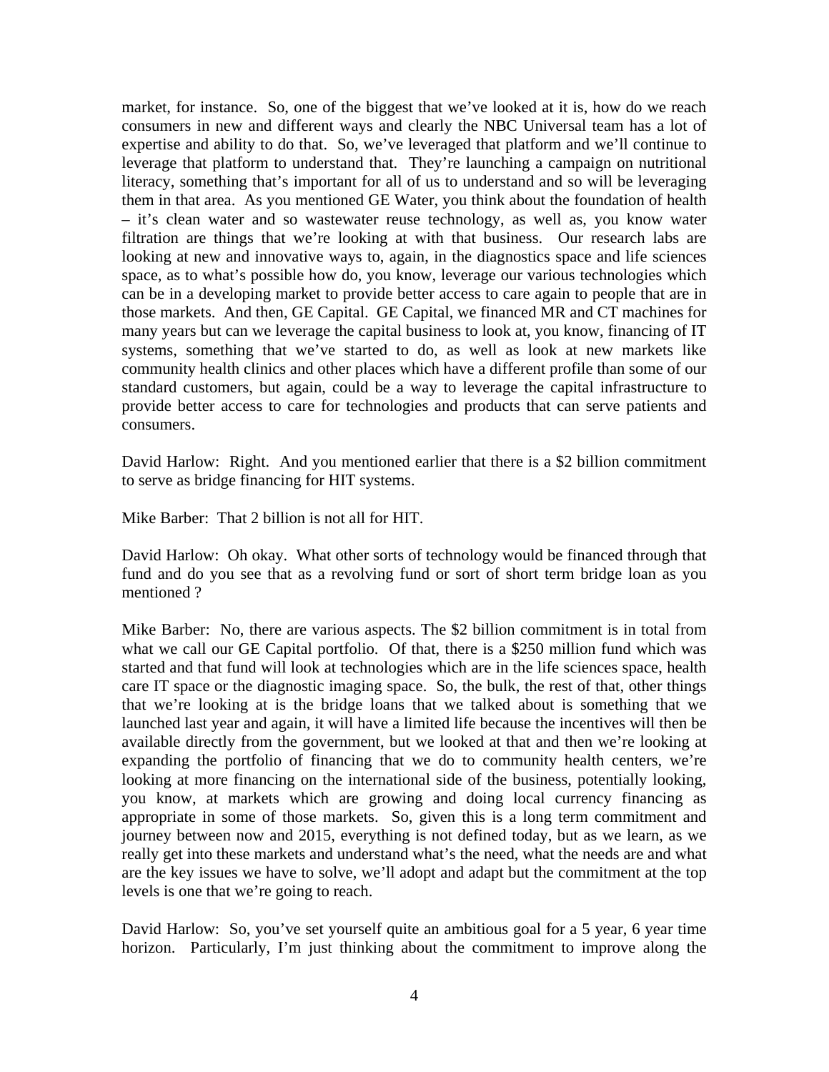market, for instance. So, one of the biggest that we've looked at it is, how do we reach consumers in new and different ways and clearly the NBC Universal team has a lot of expertise and ability to do that. So, we've leveraged that platform and we'll continue to leverage that platform to understand that. They're launching a campaign on nutritional literacy, something that's important for all of us to understand and so will be leveraging them in that area. As you mentioned GE Water, you think about the foundation of health – it's clean water and so wastewater reuse technology, as well as, you know water filtration are things that we're looking at with that business. Our research labs are looking at new and innovative ways to, again, in the diagnostics space and life sciences space, as to what's possible how do, you know, leverage our various technologies which can be in a developing market to provide better access to care again to people that are in those markets. And then, GE Capital. GE Capital, we financed MR and CT machines for many years but can we leverage the capital business to look at, you know, financing of IT systems, something that we've started to do, as well as look at new markets like community health clinics and other places which have a different profile than some of our standard customers, but again, could be a way to leverage the capital infrastructure to provide better access to care for technologies and products that can serve patients and consumers.

David Harlow: Right. And you mentioned earlier that there is a $2 billion commitment to serve as bridge financing for HIT systems.

Mike Barber: That 2 billion is not all for HIT.

David Harlow: Oh okay. What other sorts of technology would be financed through that fund and do you see that as a revolving fund or sort of short term bridge loan as you mentioned ?

Mike Barber: No, there are various aspects. The $2 billion commitment is in total from what we call our GE Capital portfolio. Of that, there is a $250 million fund which was started and that fund will look at technologies which are in the life sciences space, health care IT space or the diagnostic imaging space. So, the bulk, the rest of that, other things that we're looking at is the bridge loans that we talked about is something that we launched last year and again, it will have a limited life because the incentives will then be available directly from the government, but we looked at that and then we're looking at expanding the portfolio of financing that we do to community health centers, we're looking at more financing on the international side of the business, potentially looking, you know, at markets which are growing and doing local currency financing as appropriate in some of those markets. So, given this is a long term commitment and journey between now and 2015, everything is not defined today, but as we learn, as we really get into these markets and understand what's the need, what the needs are and what are the key issues we have to solve, we'll adopt and adapt but the commitment at the top levels is one that we're going to reach.

David Harlow: So, you've set yourself quite an ambitious goal for a 5 year, 6 year time horizon. Particularly, I'm just thinking about the commitment to improve along the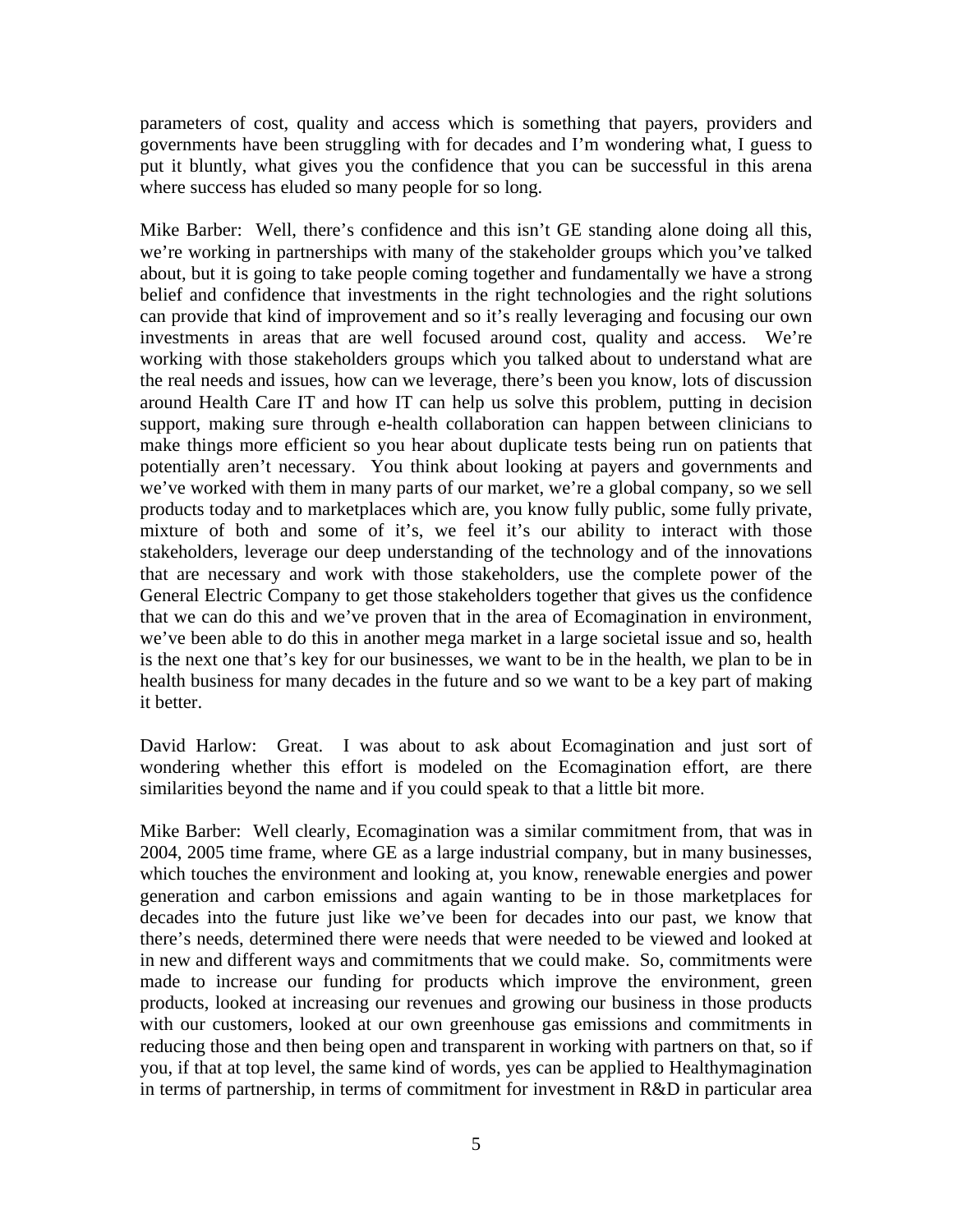parameters of cost, quality and access which is something that payers, providers and governments have been struggling with for decades and I'm wondering what, I guess to put it bluntly, what gives you the confidence that you can be successful in this arena where success has eluded so many people for so long.

Mike Barber: Well, there's confidence and this isn't GE standing alone doing all this, we're working in partnerships with many of the stakeholder groups which you've talked about, but it is going to take people coming together and fundamentally we have a strong belief and confidence that investments in the right technologies and the right solutions can provide that kind of improvement and so it's really leveraging and focusing our own investments in areas that are well focused around cost, quality and access. We're working with those stakeholders groups which you talked about to understand what are the real needs and issues, how can we leverage, there's been you know, lots of discussion around Health Care IT and how IT can help us solve this problem, putting in decision support, making sure through e-health collaboration can happen between clinicians to make things more efficient so you hear about duplicate tests being run on patients that potentially aren't necessary. You think about looking at payers and governments and we've worked with them in many parts of our market, we're a global company, so we sell products today and to marketplaces which are, you know fully public, some fully private, mixture of both and some of it's, we feel it's our ability to interact with those stakeholders, leverage our deep understanding of the technology and of the innovations that are necessary and work with those stakeholders, use the complete power of the General Electric Company to get those stakeholders together that gives us the confidence that we can do this and we've proven that in the area of Ecomagination in environment, we've been able to do this in another mega market in a large societal issue and so, health is the next one that's key for our businesses, we want to be in the health, we plan to be in health business for many decades in the future and so we want to be a key part of making it better.

David Harlow: Great. I was about to ask about Ecomagination and just sort of wondering whether this effort is modeled on the Ecomagination effort, are there similarities beyond the name and if you could speak to that a little bit more.

Mike Barber: Well clearly, Ecomagination was a similar commitment from, that was in 2004, 2005 time frame, where GE as a large industrial company, but in many businesses, which touches the environment and looking at, you know, renewable energies and power generation and carbon emissions and again wanting to be in those marketplaces for decades into the future just like we've been for decades into our past, we know that there's needs, determined there were needs that were needed to be viewed and looked at in new and different ways and commitments that we could make. So, commitments were made to increase our funding for products which improve the environment, green products, looked at increasing our revenues and growing our business in those products with our customers, looked at our own greenhouse gas emissions and commitments in reducing those and then being open and transparent in working with partners on that, so if you, if that at top level, the same kind of words, yes can be applied to Healthymagination in terms of partnership, in terms of commitment for investment in R&D in particular area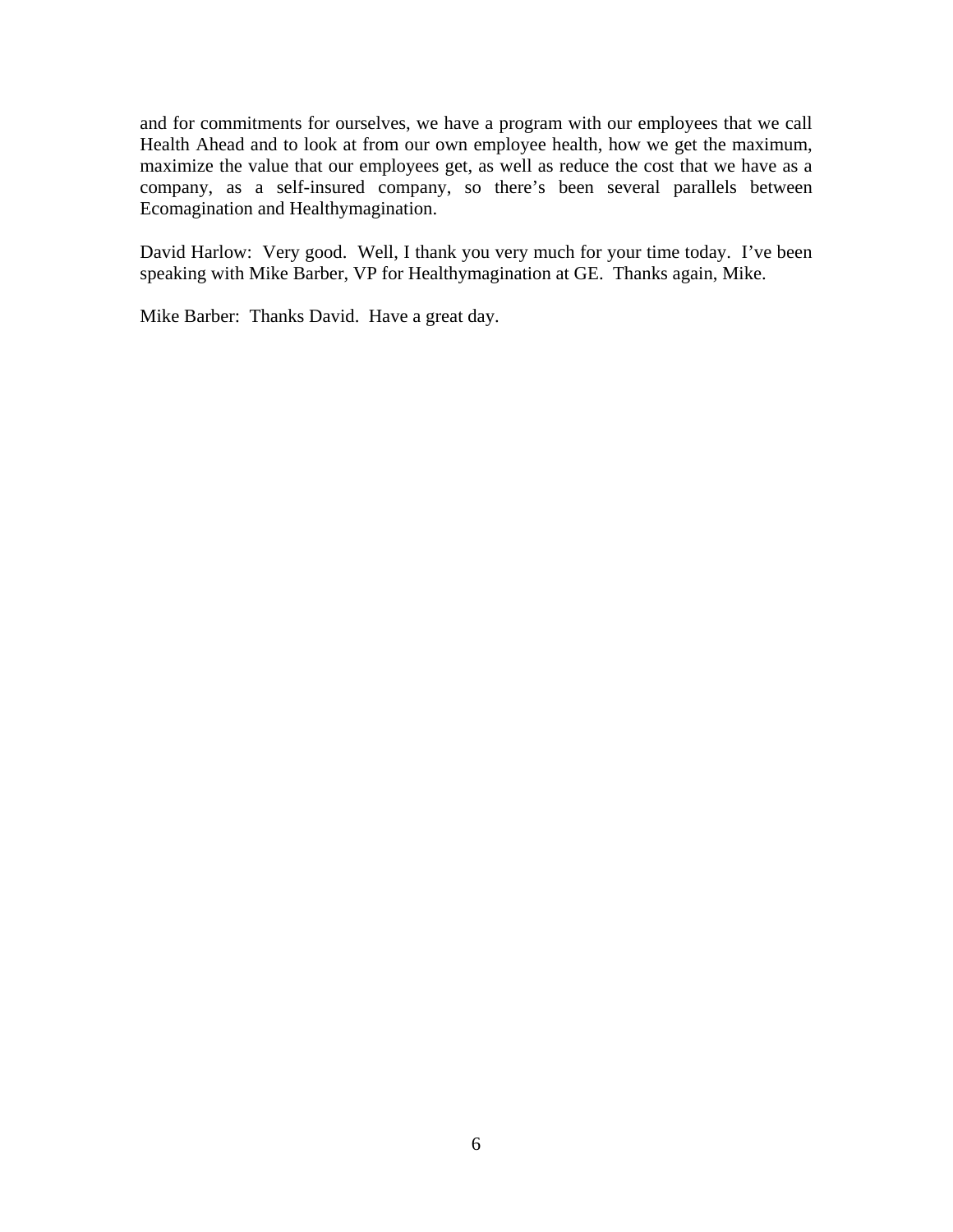and for commitments for ourselves, we have a program with our employees that we call Health Ahead and to look at from our own employee health, how we get the maximum, maximize the value that our employees get, as well as reduce the cost that we have as a company, as a self-insured company, so there's been several parallels between Ecomagination and Healthymagination.

David Harlow: Very good. Well, I thank you very much for your time today. I've been speaking with Mike Barber, VP for Healthymagination at GE. Thanks again, Mike.

Mike Barber: Thanks David. Have a great day.